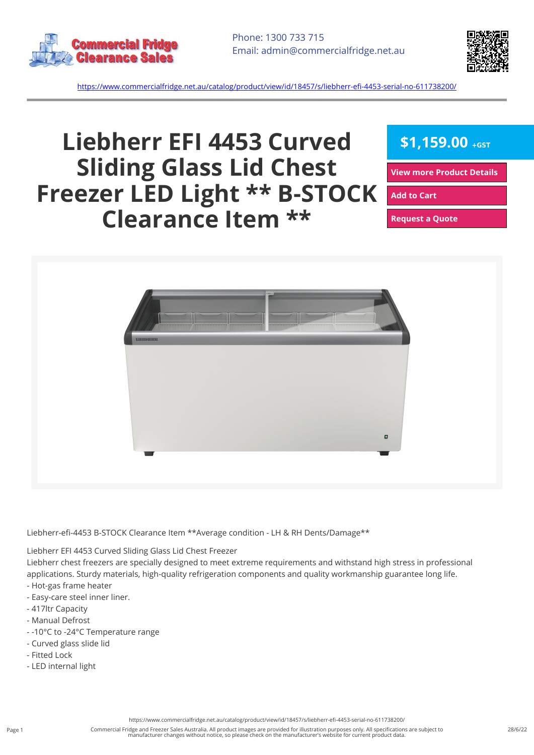Phone: 1300 733 715
Email: admin@commercialfridge.net.au

https://www.commercialfridge.net.au/catalog/product/view/id/18457/s/liebherr-efi-4453-serial-no-611738200/

# Liebherr EFI 4453 Curved Sliding Glass Lid Chest Freezer LED Light ** B-STOCK Clearance Item **

**$1,159.00** +GST

View more Product Details

Add to Cart

Request a Quote

Liebherr-efi-4453 B-STOCK Clearance Item **Average condition - LH & RH Dents/Damage**

Liebherr EFI 4453 Curved Sliding Glass Lid Chest Freezer
Liebherr chest freezers are specially designed to meet extreme requirements and withstand high stress in professional applications. Sturdy materials, high-quality refrigeration components and quality workmanship guarantee long life.

- Hot-gas frame heater
- Easy-care steel inner liner.
- 417ltr Capacity
- Manual Defrost
- -10°C to -24°C Temperature range
- Curved glass slide lid
- Fitted Lock
- LED internal light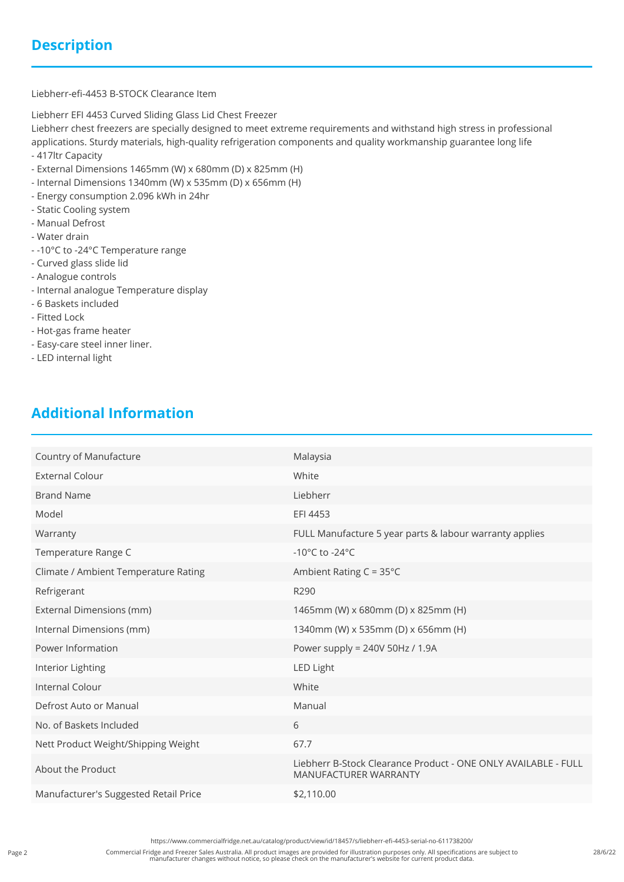## Description

Liebherr-efi-4453 B-STOCK Clearance Item

Liebherr EFI 4453 Curved Sliding Glass Lid Chest Freezer
Liebherr chest freezers are specially designed to meet extreme requirements and withstand high stress in professional applications. Sturdy materials, high-quality refrigeration components and quality workmanship guarantee long life
- 417ltr Capacity
- External Dimensions 1465mm (W) x 680mm (D) x 825mm (H)
- Internal Dimensions 1340mm (W) x 535mm (D) x 656mm (H)
- Energy consumption 2.096 kWh in 24hr
- Static Cooling system
- Manual Defrost
- Water drain
- -10°C to -24°C Temperature range
- Curved glass slide lid
- Analogue controls
- Internal analogue Temperature display
- 6 Baskets included
- Fitted Lock
- Hot-gas frame heater
- Easy-care steel inner liner.
- LED internal light

## Additional Information

| | |
|---|---|
| Country of Manufacture | Malaysia |
| External Colour | White |
| Brand Name | Liebherr |
| Model | EFI 4453 |
| Warranty | FULL Manufacture 5 year parts & labour warranty applies |
| Temperature Range C | -10°C to -24°C |
| Climate / Ambient Temperature Rating | Ambient Rating C = 35°C |
| Refrigerant | R290 |
| External Dimensions (mm) | 1465mm (W) x 680mm (D) x 825mm (H) |
| Internal Dimensions (mm) | 1340mm (W) x 535mm (D) x 656mm (H) |
| Power Information | Power supply = 240V 50Hz / 1.9A |
| Interior Lighting | LED Light |
| Internal Colour | White |
| Defrost Auto or Manual | Manual |
| No. of Baskets Included | 6 |
| Nett Product Weight/Shipping Weight | 67.7 |
| About the Product | Liebherr B-Stock Clearance Product - ONE ONLY AVAILABLE - FULL MANUFACTURER WARRANTY |
| Manufacturer's Suggested Retail Price | $2,110.00 |